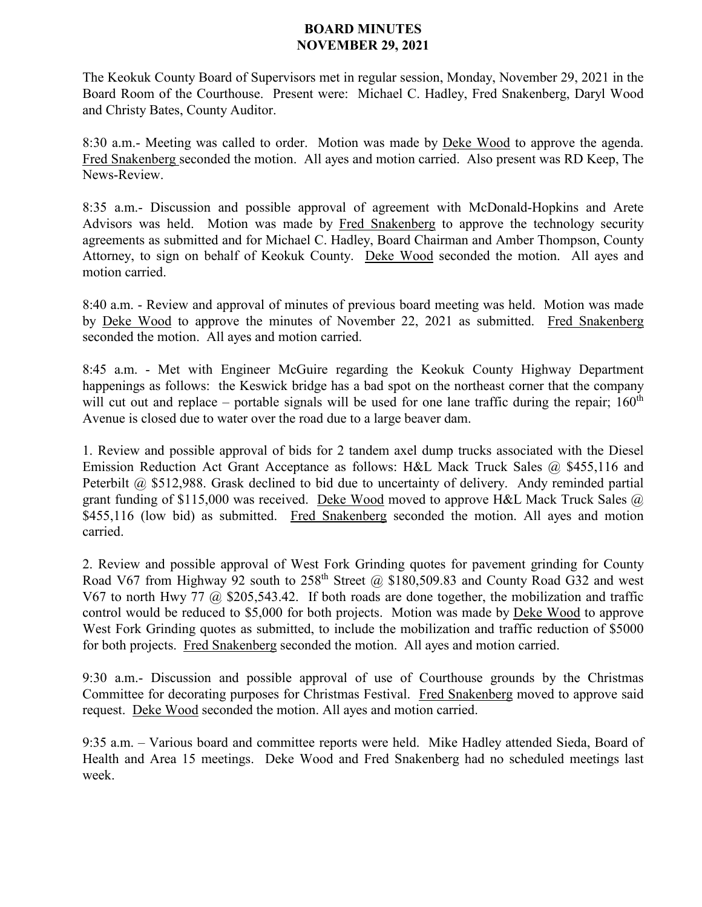# BOARD MINUTES
## NOVEMBER 29, 2021

The Keokuk County Board of Supervisors met in regular session, Monday, November 29, 2021 in the Board Room of the Courthouse. Present were: Michael C. Hadley, Fred Snakenberg, Daryl Wood and Christy Bates, County Auditor.

8:30 a.m.- Meeting was called to order. Motion was made by Deke Wood to approve the agenda. Fred Snakenberg seconded the motion. All ayes and motion carried. Also present was RD Keep, The News-Review.

8:35 a.m.- Discussion and possible approval of agreement with McDonald-Hopkins and Arete Advisors was held. Motion was made by Fred Snakenberg to approve the technology security agreements as submitted and for Michael C. Hadley, Board Chairman and Amber Thompson, County Attorney, to sign on behalf of Keokuk County. Deke Wood seconded the motion. All ayes and motion carried.

8:40 a.m. - Review and approval of minutes of previous board meeting was held. Motion was made by Deke Wood to approve the minutes of November 22, 2021 as submitted. Fred Snakenberg seconded the motion. All ayes and motion carried.

8:45 a.m. - Met with Engineer McGuire regarding the Keokuk County Highway Department happenings as follows: the Keswick bridge has a bad spot on the northeast corner that the company will cut out and replace – portable signals will be used for one lane traffic during the repair; 160th Avenue is closed due to water over the road due to a large beaver dam.

1. Review and possible approval of bids for 2 tandem axel dump trucks associated with the Diesel Emission Reduction Act Grant Acceptance as follows: H&L Mack Truck Sales @ $455,116 and Peterbilt @ $512,988. Grask declined to bid due to uncertainty of delivery. Andy reminded partial grant funding of $115,000 was received. Deke Wood moved to approve H&L Mack Truck Sales @ $455,116 (low bid) as submitted. Fred Snakenberg seconded the motion. All ayes and motion carried.

2. Review and possible approval of West Fork Grinding quotes for pavement grinding for County Road V67 from Highway 92 south to 258th Street @ $180,509.83 and County Road G32 and west V67 to north Hwy 77 @ $205,543.42. If both roads are done together, the mobilization and traffic control would be reduced to $5,000 for both projects. Motion was made by Deke Wood to approve West Fork Grinding quotes as submitted, to include the mobilization and traffic reduction of $5000 for both projects. Fred Snakenberg seconded the motion. All ayes and motion carried.

9:30 a.m.- Discussion and possible approval of use of Courthouse grounds by the Christmas Committee for decorating purposes for Christmas Festival. Fred Snakenberg moved to approve said request. Deke Wood seconded the motion. All ayes and motion carried.

9:35 a.m. – Various board and committee reports were held. Mike Hadley attended Sieda, Board of Health and Area 15 meetings. Deke Wood and Fred Snakenberg had no scheduled meetings last week.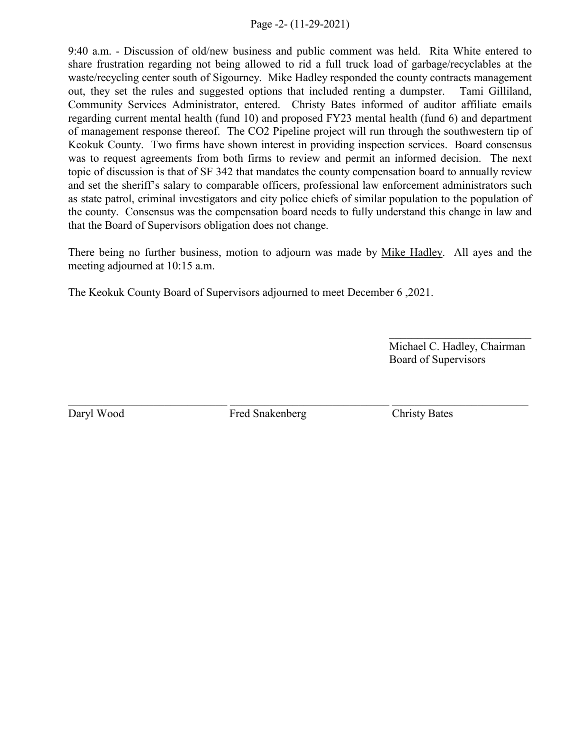9:40 a.m. - Discussion of old/new business and public comment was held. Rita White entered to share frustration regarding not being allowed to rid a full truck load of garbage/recyclables at the waste/recycling center south of Sigourney. Mike Hadley responded the county contracts management out, they set the rules and suggested options that included renting a dumpster. Tami Gilliland, Community Services Administrator, entered. Christy Bates informed of auditor affiliate emails regarding current mental health (fund 10) and proposed FY23 mental health (fund 6) and department of management response thereof. The $CO_2$ Pipeline project will run through the southwestern tip of Keokuk County. Two firms have shown interest in providing inspection services. Board consensus was to request agreements from both firms to review and permit an informed decision. The next topic of discussion is that of SF 342 that mandates the county compensation board to annually review and set the sheriff's salary to comparable officers, professional law enforcement administrators such as state patrol, criminal investigators and city police chiefs of similar population to the population of the county. Consensus was the compensation board needs to fully understand this change in law and that the Board of Supervisors obligation does not change.

There being no further business, motion to adjourn was made by Mike Hadley. All ayes and the meeting adjourned at 10:15 a.m.

The Keokuk County Board of Supervisors adjourned to meet December 6 ,2021.

\_\_\_\_\_\_\_\_\_\_\_\_\_\_\_\_\_\_\_\_\_\_\_\_\_\_
Michael C. Hadley, Chairman
Board of Supervisors

\_\_\_\_\_\_\_\_\_\_\_\_\_\_\_\_\_\_\_\_\_\_\_\_\_\_ \_\_\_\_\_\_\_\_\_\_\_\_\_\_\_\_\_\_\_\_\_\_\_\_\_\_ \_\_\_\_\_\_\_\_\_\_\_\_\_\_\_\_\_\_\_\_\_\_\_\_\_\_
Daryl Wood Fred Snakenberg Christy Bates